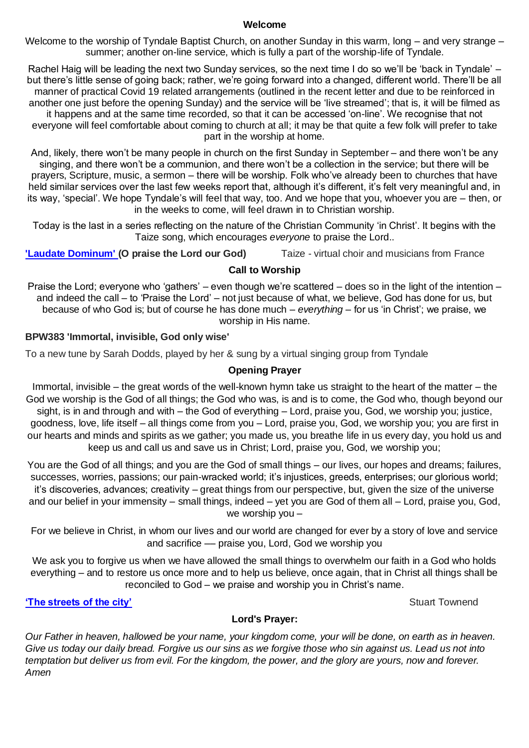## Welcome

Welcome to the worship of Tyndale Baptist Church, on another Sunday in this warm, long – and very strange – summer; another on-line service, which is fully a part of the worship-life of Tyndale.

Rachel Haig will be leading the next two Sunday services, so the next time I do so we'll be 'back in Tyndale' – but there's little sense of going back; rather, we're going forward into a changed, different world. There'll be all manner of practical Covid 19 related arrangements (outlined in the recent letter and due to be reinforced in another one just before the opening Sunday) and the service will be 'live streamed'; that is, it will be filmed as it happens and at the same time recorded, so that it can be accessed 'on-line'. We recognise that not everyone will feel comfortable about coming to church at all; it may be that quite a few folk will prefer to take part in the worship at home.

And, likely, there won't be many people in church on the first Sunday in September – and there won't be any singing, and there won't be a communion, and there won't be a collection in the service; but there will be prayers, Scripture, music, a sermon – there will be worship. Folk who've already been to churches that have held similar services over the last few weeks report that, although it's different, it's felt very meaningful and, in its way, 'special'. We hope Tyndale's will feel that way, too. And we hope that you, whoever you are – then, or in the weeks to come, will feel drawn in to Christian worship.

Today is the last in a series reflecting on the nature of the Christian Community 'in Christ'. It begins with the Taize song, which encourages *everyone* to praise the Lord..

**'Laudate Dominum' (O praise the Lord our God)** Taize - virtual choir and musicians from France

## Call to Worship

Praise the Lord; everyone who 'gathers' – even though we're scattered – does so in the light of the intention – and indeed the call – to 'Praise the Lord' – not just because of what, we believe, God has done for us, but because of who God is; but of course he has done much – *everything* – for us 'in Christ'; we praise, we worship in His name.

**BPW383 'Immortal, invisible, God only wise'**

To a new tune by Sarah Dodds, played by her & sung by a virtual singing group from Tyndale

## Opening Prayer

Immortal, invisible – the great words of the well-known hymn take us straight to the heart of the matter – the God we worship is the God of all things; the God who was, is and is to come, the God who, though beyond our sight, is in and through and with – the God of everything – Lord, praise you, God, we worship you; justice, goodness, love, life itself – all things come from you – Lord, praise you, God, we worship you; you are first in our hearts and minds and spirits as we gather; you made us, you breathe life in us every day, you hold us and keep us and call us and save us in Christ; Lord, praise you, God, we worship you;

You are the God of all things; and you are the God of small things – our lives, our hopes and dreams; failures, successes, worries, passions; our pain-wracked world; it's injustices, greeds, enterprises; our glorious world; it's discoveries, advances; creativity – great things from our perspective, but, given the size of the universe and our belief in your immensity – small things, indeed – yet you are God of them all – Lord, praise you, God, we worship you –

For we believe in Christ, in whom our lives and our world are changed for ever by a story of love and service and sacrifice –– praise you, Lord, God we worship you

We ask you to forgive us when we have allowed the small things to overwhelm our faith in a God who holds everything – and to restore us once more and to help us believe, once again, that in Christ all things shall be reconciled to God – we praise and worship you in Christ's name.

**'The streets of the city'** Stuart Townend

## Lord's Prayer:

*Our Father in heaven, hallowed be your name, your kingdom come, your will be done, on earth as in heaven. Give us today our daily bread. Forgive us our sins as we forgive those who sin against us. Lead us not into temptation but deliver us from evil. For the kingdom, the power, and the glory are yours, now and forever. Amen*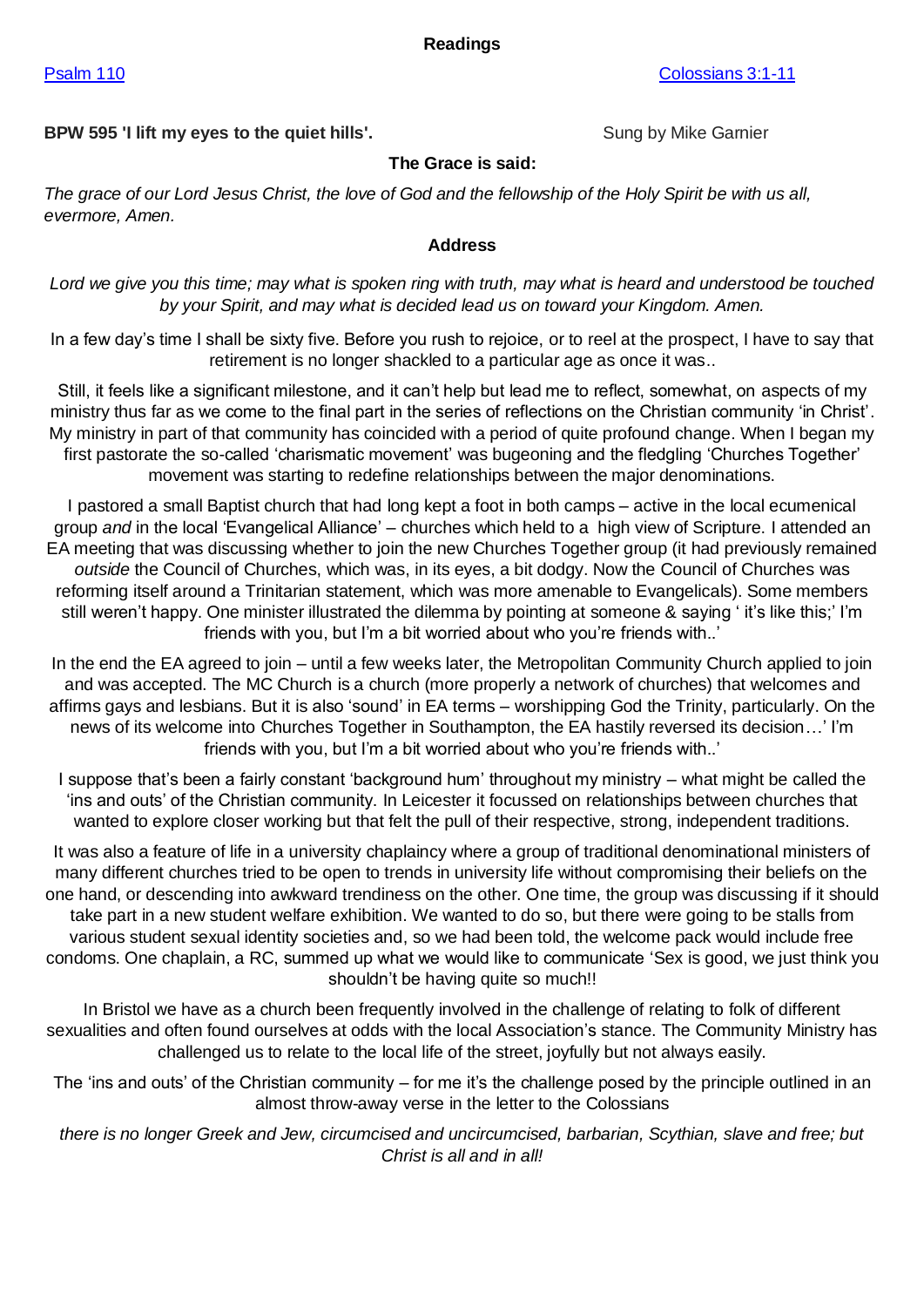**Readings**

[Psalm 110](#) [Colossians 3:1-11](#)

**BPW 595 'I lift my eyes to the quiet hills'.** Sung by Mike Garnier

**The Grace is said:**

*The grace of our Lord Jesus Christ, the love of God and the fellowship of the Holy Spirit be with us all, evermore, Amen.*

**Address**

*Lord we give you this time; may what is spoken ring with truth, may what is heard and understood be touched by your Spirit, and may what is decided lead us on toward your Kingdom. Amen.*

In a few day's time I shall be sixty five. Before you rush to rejoice, or to reel at the prospect, I have to say that retirement is no longer shackled to a particular age as once it was..

Still, it feels like a significant milestone, and it can't help but lead me to reflect, somewhat, on aspects of my ministry thus far as we come to the final part in the series of reflections on the Christian community 'in Christ'. My ministry in part of that community has coincided with a period of quite profound change. When I began my first pastorate the so-called 'charismatic movement' was bugeoning and the fledgling 'Churches Together' movement was starting to redefine relationships between the major denominations.

I pastored a small Baptist church that had long kept a foot in both camps – active in the local ecumenical group *and* in the local 'Evangelical Alliance' – churches which held to a high view of Scripture. I attended an EA meeting that was discussing whether to join the new Churches Together group (it had previously remained *outside* the Council of Churches, which was, in its eyes, a bit dodgy. Now the Council of Churches was reforming itself around a Trinitarian statement, which was more amenable to Evangelicals). Some members still weren't happy. One minister illustrated the dilemma by pointing at someone & saying ' it's like this;' I'm friends with you, but I'm a bit worried about who you're friends with..'

In the end the EA agreed to join – until a few weeks later, the Metropolitan Community Church applied to join and was accepted. The MC Church is a church (more properly a network of churches) that welcomes and affirms gays and lesbians. But it is also 'sound' in EA terms – worshipping God the Trinity, particularly. On the news of its welcome into Churches Together in Southampton, the EA hastily reversed its decision…' I'm friends with you, but I'm a bit worried about who you're friends with..'

I suppose that's been a fairly constant 'background hum' throughout my ministry – what might be called the 'ins and outs' of the Christian community. In Leicester it focussed on relationships between churches that wanted to explore closer working but that felt the pull of their respective, strong, independent traditions.

It was also a feature of life in a university chaplaincy where a group of traditional denominational ministers of many different churches tried to be open to trends in university life without compromising their beliefs on the one hand, or descending into awkward trendiness on the other. One time, the group was discussing if it should take part in a new student welfare exhibition. We wanted to do so, but there were going to be stalls from various student sexual identity societies and, so we had been told, the welcome pack would include free condoms. One chaplain, a RC, summed up what we would like to communicate 'Sex is good, we just think you shouldn't be having quite so much!!

In Bristol we have as a church been frequently involved in the challenge of relating to folk of different sexualities and often found ourselves at odds with the local Association's stance. The Community Ministry has challenged us to relate to the local life of the street, joyfully but not always easily.

The 'ins and outs' of the Christian community – for me it's the challenge posed by the principle outlined in an almost throw-away verse in the letter to the Colossians

*there is no longer Greek and Jew, circumcised and uncircumcised, barbarian, Scythian, slave and free; but Christ is all and in all!*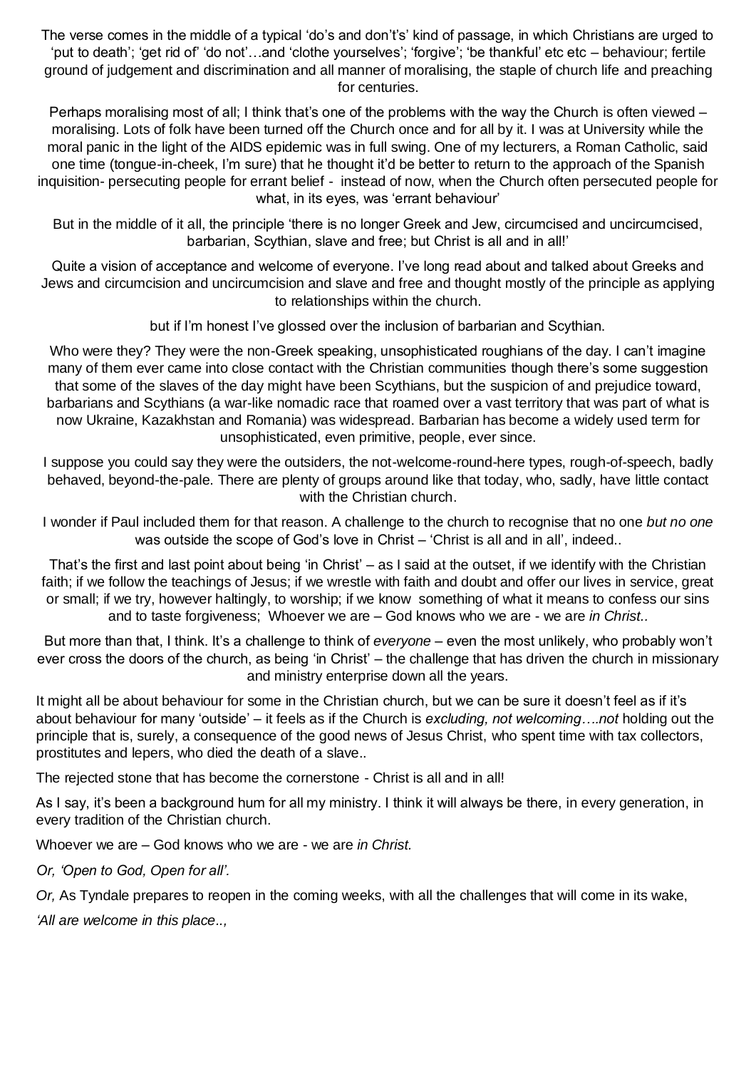The verse comes in the middle of a typical 'do's and don't's' kind of passage, in which Christians are urged to 'put to death'; 'get rid of' 'do not'…and 'clothe yourselves'; 'forgive'; 'be thankful' etc etc – behaviour; fertile ground of judgement and discrimination and all manner of moralising, the staple of church life and preaching for centuries.

Perhaps moralising most of all; I think that's one of the problems with the way the Church is often viewed – moralising. Lots of folk have been turned off the Church once and for all by it. I was at University while the moral panic in the light of the AIDS epidemic was in full swing. One of my lecturers, a Roman Catholic, said one time (tongue-in-cheek, I'm sure) that he thought it'd be better to return to the approach of the Spanish inquisition- persecuting people for errant belief - instead of now, when the Church often persecuted people for what, in its eyes, was 'errant behaviour'

But in the middle of it all, the principle 'there is no longer Greek and Jew, circumcised and uncircumcised, barbarian, Scythian, slave and free; but Christ is all and in all!'

Quite a vision of acceptance and welcome of everyone. I've long read about and talked about Greeks and Jews and circumcision and uncircumcision and slave and free and thought mostly of the principle as applying to relationships within the church.

but if I'm honest I've glossed over the inclusion of barbarian and Scythian.

Who were they? They were the non-Greek speaking, unsophisticated roughians of the day. I can't imagine many of them ever came into close contact with the Christian communities though there's some suggestion that some of the slaves of the day might have been Scythians, but the suspicion of and prejudice toward, barbarians and Scythians (a war-like nomadic race that roamed over a vast territory that was part of what is now Ukraine, Kazakhstan and Romania) was widespread. Barbarian has become a widely used term for unsophisticated, even primitive, people, ever since.

I suppose you could say they were the outsiders, the not-welcome-round-here types, rough-of-speech, badly behaved, beyond-the-pale. There are plenty of groups around like that today, who, sadly, have little contact with the Christian church.

I wonder if Paul included them for that reason. A challenge to the church to recognise that no one *but no one* was outside the scope of God's love in Christ – 'Christ is all and in all', indeed..

That's the first and last point about being 'in Christ' – as I said at the outset, if we identify with the Christian faith; if we follow the teachings of Jesus; if we wrestle with faith and doubt and offer our lives in service, great or small; if we try, however haltingly, to worship; if we know something of what it means to confess our sins and to taste forgiveness; Whoever we are – God knows who we are - we are *in Christ..*

But more than that, I think. It's a challenge to think of *everyone* – even the most unlikely, who probably won't ever cross the doors of the church, as being 'in Christ' – the challenge that has driven the church in missionary and ministry enterprise down all the years.

It might all be about behaviour for some in the Christian church, but we can be sure it doesn't feel as if it's about behaviour for many 'outside' – it feels as if the Church is *excluding, not welcoming….not* holding out the principle that is, surely, a consequence of the good news of Jesus Christ, who spent time with tax collectors, prostitutes and lepers, who died the death of a slave..

The rejected stone that has become the cornerstone - Christ is all and in all!

As I say, it's been a background hum for all my ministry. I think it will always be there, in every generation, in every tradition of the Christian church.

Whoever we are – God knows who we are - we are *in Christ.*

*Or, 'Open to God, Open for all'.*

*Or,* As Tyndale prepares to reopen in the coming weeks, with all the challenges that will come in its wake,

*'All are welcome in this place..,*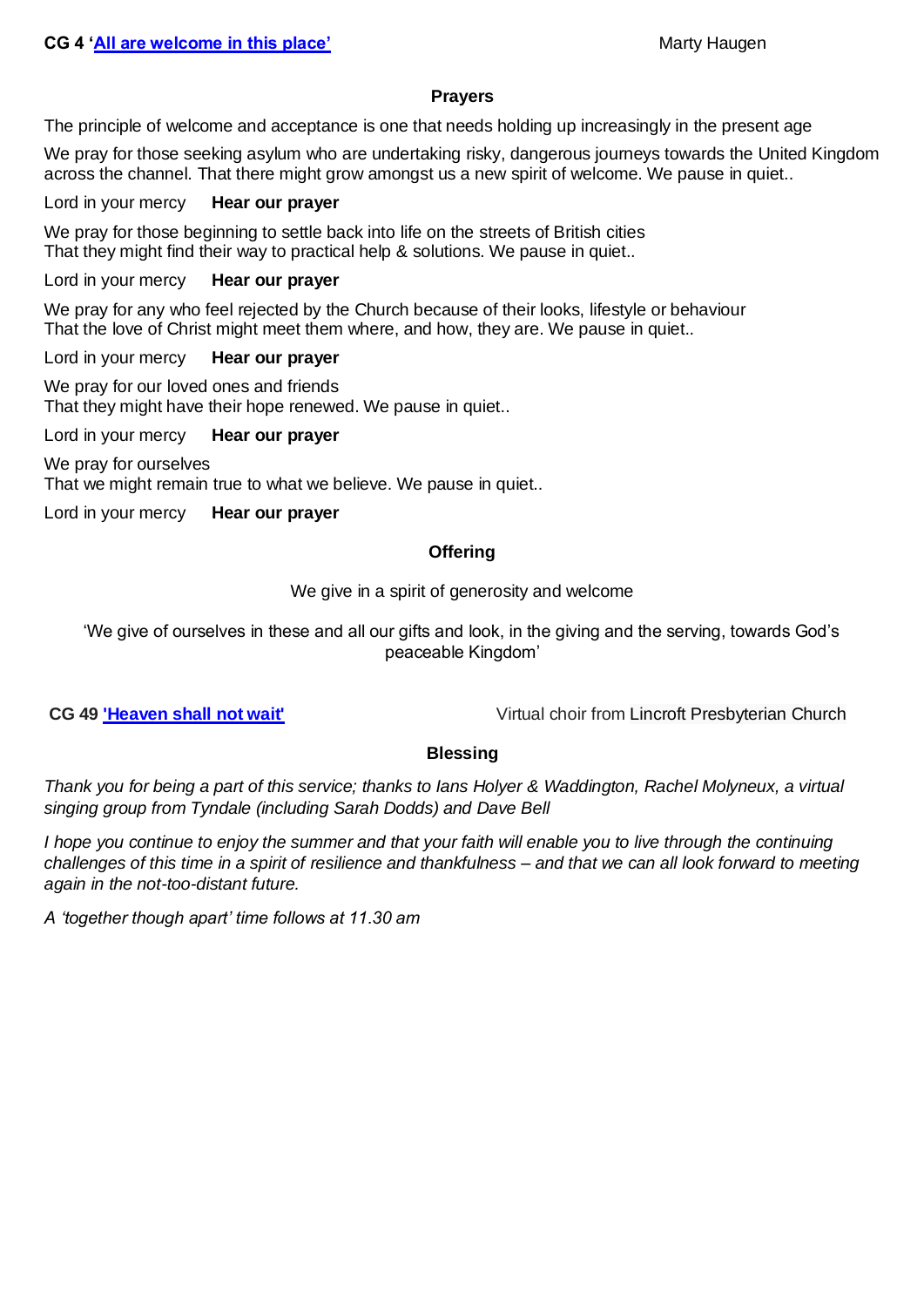**CG 4 'All are welcome in this place'** Marty Haugen

**Prayers**

The principle of welcome and acceptance is one that needs holding up increasingly in the present age

We pray for those seeking asylum who are undertaking risky, dangerous journeys towards the United Kingdom across the channel. That there might grow amongst us a new spirit of welcome. We pause in quiet..

Lord in your mercy **Hear our prayer**

We pray for those beginning to settle back into life on the streets of British cities
That they might find their way to practical help & solutions. We pause in quiet..

Lord in your mercy **Hear our prayer**

We pray for any who feel rejected by the Church because of their looks, lifestyle or behaviour
That the love of Christ might meet them where, and how, they are. We pause in quiet..

Lord in your mercy **Hear our prayer**

We pray for our loved ones and friends
That they might have their hope renewed. We pause in quiet..

Lord in your mercy **Hear our prayer**

We pray for ourselves
That we might remain true to what we believe. We pause in quiet..

Lord in your mercy **Hear our prayer**

**Offering**

We give in a spirit of generosity and welcome

'We give of ourselves in these and all our gifts and look, in the giving and the serving, towards God's peaceable Kingdom'

**CG 49 'Heaven shall not wait'** Virtual choir from Lincroft Presbyterian Church

**Blessing**

*Thank you for being a part of this service; thanks to Ians Holyer & Waddington, Rachel Molyneux, a virtual singing group from Tyndale (including Sarah Dodds) and Dave Bell*

*I hope you continue to enjoy the summer and that your faith will enable you to live through the continuing challenges of this time in a spirit of resilience and thankfulness – and that we can all look forward to meeting again in the not-too-distant future.*

*A 'together though apart' time follows at 11.30 am*